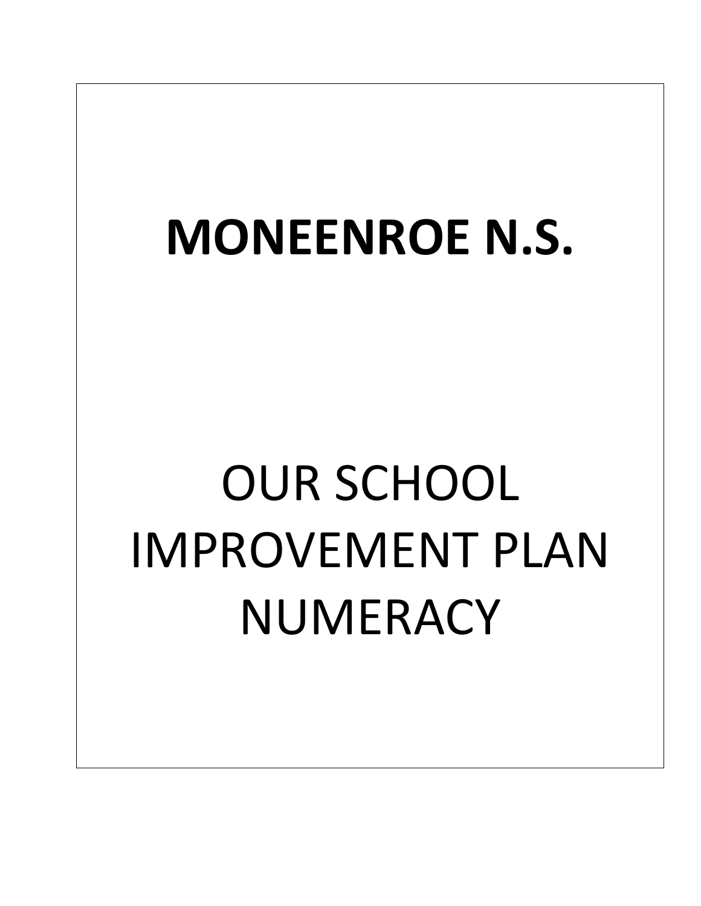# MONEENROE N.S.

OUR SCHOOL IMPROVEMENT PLAN NUMERACY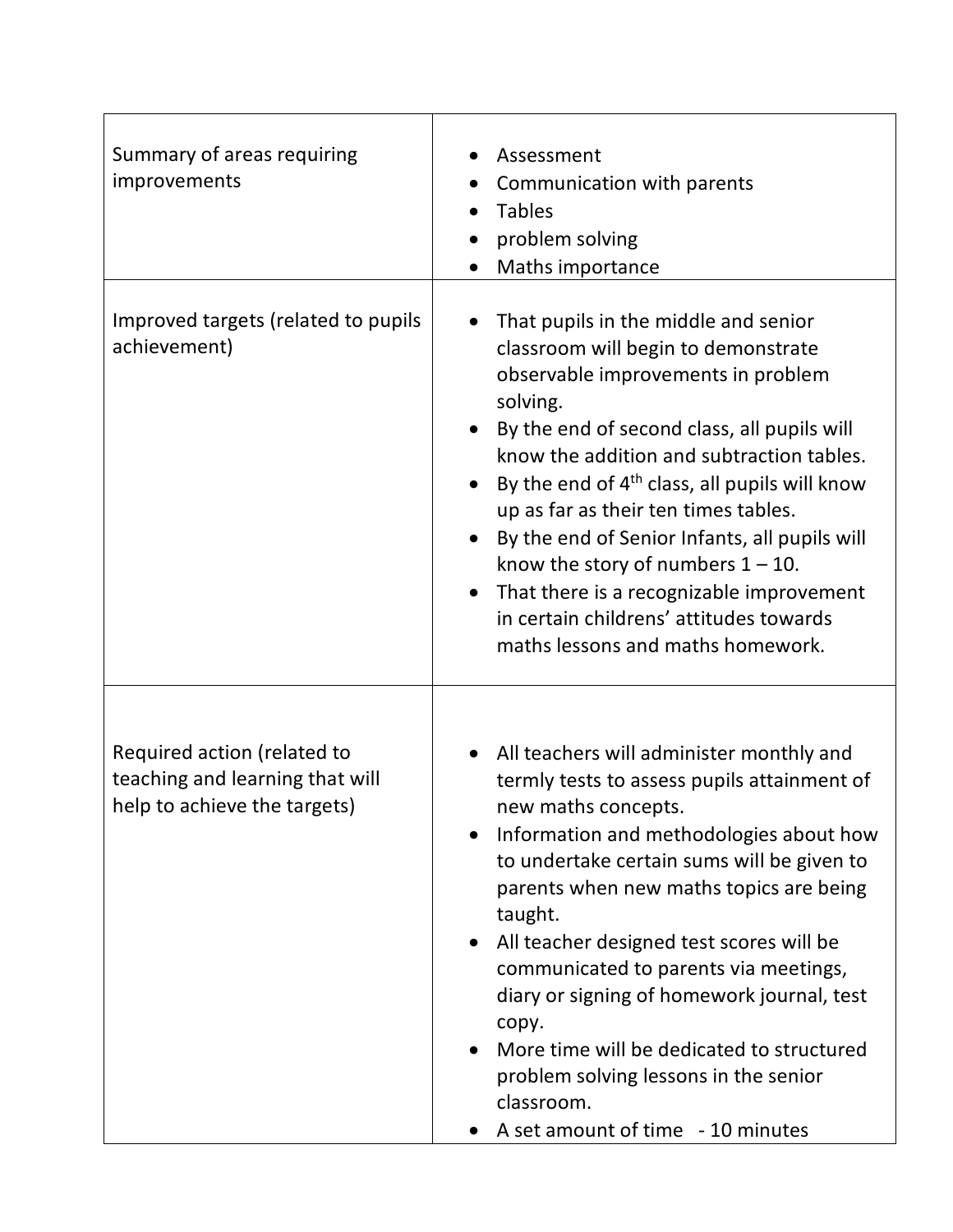| | |
|---|---|
| Summary of areas requiring improvements | • Assessment<br>• Communication with parents<br>• Tables<br>• problem solving<br>• Maths importance |
| Improved targets (related to pupils achievement) | • That pupils in the middle and senior classroom will begin to demonstrate observable improvements in problem solving.<br>• By the end of second class, all pupils will know the addition and subtraction tables.<br>• By the end of 4th class, all pupils will know up as far as their ten times tables.<br>• By the end of Senior Infants, all pupils will know the story of numbers 1 – 10.<br>• That there is a recognizable improvement in certain childrens' attitudes towards maths lessons and maths homework. |
| Required action (related to teaching and learning that will help to achieve the targets) | • All teachers will administer monthly and termly tests to assess pupils attainment of new maths concepts.<br>• Information and methodologies about how to undertake certain sums will be given to parents when new maths topics are being taught.<br>• All teacher designed test scores will be communicated to parents via meetings, diary or signing of homework journal, test copy.<br>• More time will be dedicated to structured problem solving lessons in the senior classroom.<br>• A set amount of time - 10 minutes |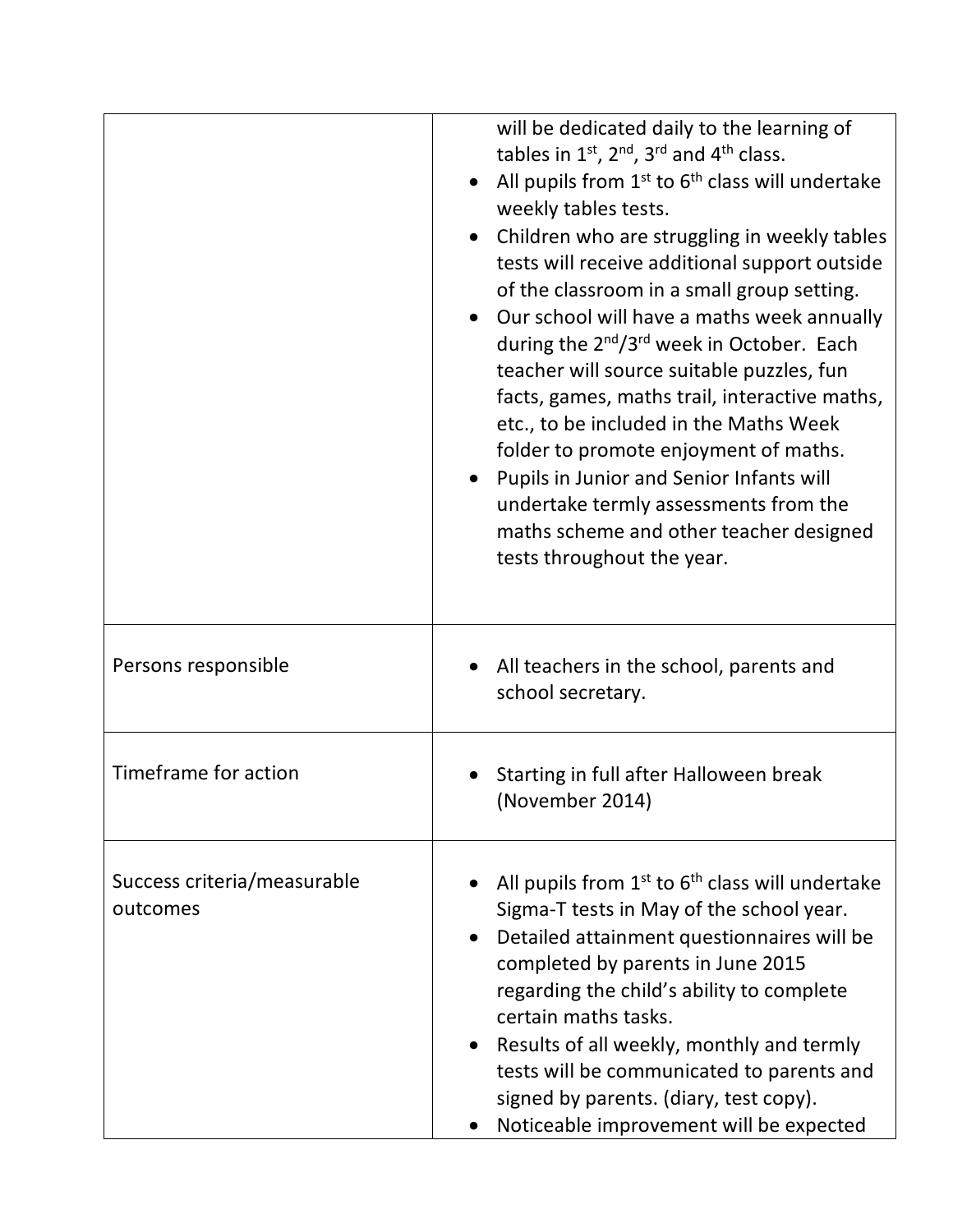| | |
|---|---|
| | will be dedicated daily to the learning of tables in 1st, 2nd, 3rd and 4th class.<br>• All pupils from 1st to 6th class will undertake weekly tables tests.<br>• Children who are struggling in weekly tables tests will receive additional support outside of the classroom in a small group setting.<br>• Our school will have a maths week annually during the 2nd/3rd week in October. Each teacher will source suitable puzzles, fun facts, games, maths trail, interactive maths, etc., to be included in the Maths Week folder to promote enjoyment of maths.<br>• Pupils in Junior and Senior Infants will undertake termly assessments from the maths scheme and other teacher designed tests throughout the year. |
| Persons responsible | • All teachers in the school, parents and school secretary. |
| Timeframe for action | • Starting in full after Halloween break (November 2014) |
| Success criteria/measurable outcomes | • All pupils from 1st to 6th class will undertake Sigma-T tests in May of the school year.<br>• Detailed attainment questionnaires will be completed by parents in June 2015 regarding the child's ability to complete certain maths tasks.<br>• Results of all weekly, monthly and termly tests will be communicated to parents and signed by parents. (diary, test copy).<br>• Noticeable improvement will be expected |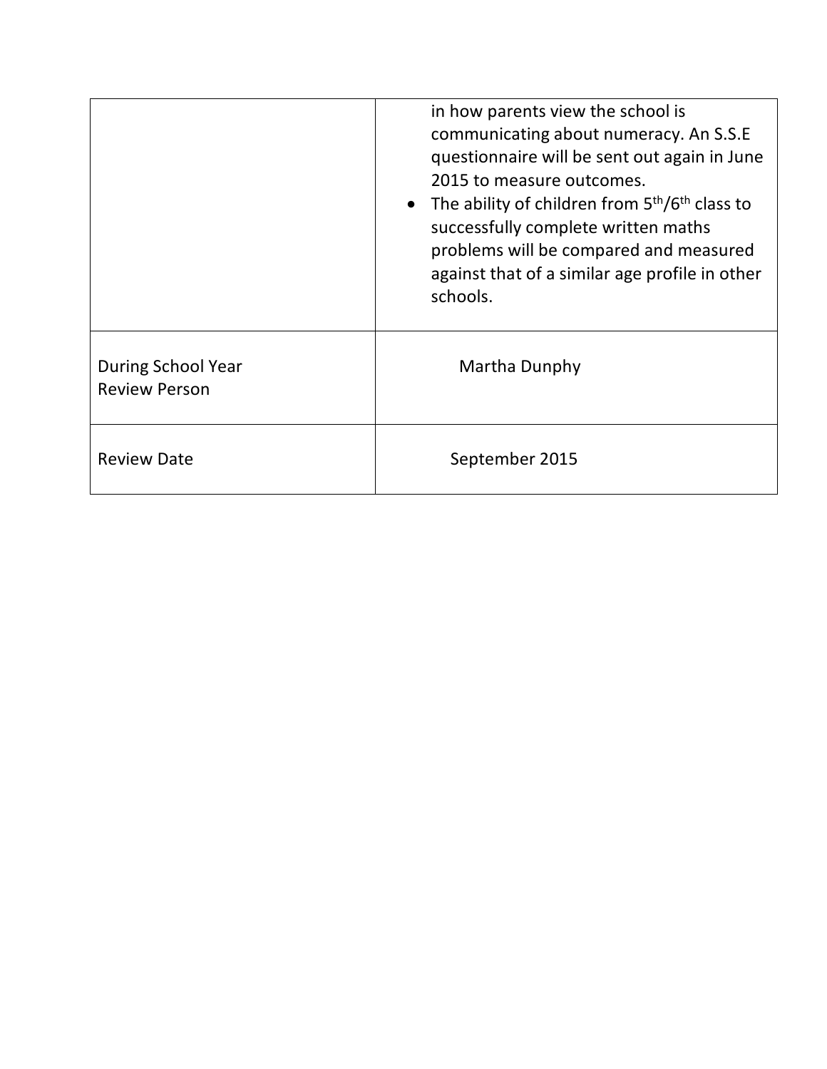| | |
|---|---|
| | in how parents view the school is communicating about numeracy. An S.S.E questionnaire will be sent out again in June 2015 to measure outcomes.<br>• The ability of children from 5th/6th class to successfully complete written maths problems will be compared and measured against that of a similar age profile in other schools. |
| During School Year Review Person | Martha Dunphy |
| Review Date | September 2015 |